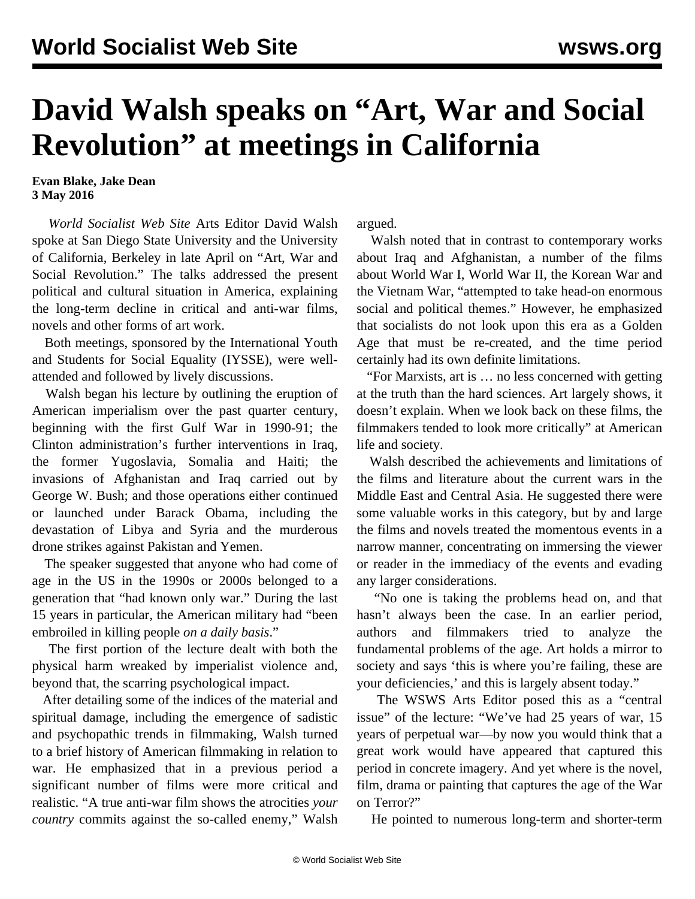# David Walsh speaks on "Art, War and Social Revolution" at meetings in California

**Evan Blake, Jake Dean**
**3 May 2016**

*World Socialist Web Site* Arts Editor David Walsh spoke at San Diego State University and the University of California, Berkeley in late April on "Art, War and Social Revolution." The talks addressed the present political and cultural situation in America, explaining the long-term decline in critical and anti-war films, novels and other forms of art work.

Both meetings, sponsored by the International Youth and Students for Social Equality (IYSSE), were well-attended and followed by lively discussions.

Walsh began his lecture by outlining the eruption of American imperialism over the past quarter century, beginning with the first Gulf War in 1990-91; the Clinton administration's further interventions in Iraq, the former Yugoslavia, Somalia and Haiti; the invasions of Afghanistan and Iraq carried out by George W. Bush; and those operations either continued or launched under Barack Obama, including the devastation of Libya and Syria and the murderous drone strikes against Pakistan and Yemen.

The speaker suggested that anyone who had come of age in the US in the 1990s or 2000s belonged to a generation that "had known only war." During the last 15 years in particular, the American military had "been embroiled in killing people *on a daily basis*."

The first portion of the lecture dealt with both the physical harm wreaked by imperialist violence and, beyond that, the scarring psychological impact.

After detailing some of the indices of the material and spiritual damage, including the emergence of sadistic and psychopathic trends in filmmaking, Walsh turned to a brief history of American filmmaking in relation to war. He emphasized that in a previous period a significant number of films were more critical and realistic. "A true anti-war film shows the atrocities *your country* commits against the so-called enemy," Walsh argued.

Walsh noted that in contrast to contemporary works about Iraq and Afghanistan, a number of the films about World War I, World War II, the Korean War and the Vietnam War, "attempted to take head-on enormous social and political themes." However, he emphasized that socialists do not look upon this era as a Golden Age that must be re-created, and the time period certainly had its own definite limitations.

"For Marxists, art is … no less concerned with getting at the truth than the hard sciences. Art largely shows, it doesn't explain. When we look back on these films, the filmmakers tended to look more critically" at American life and society.

Walsh described the achievements and limitations of the films and literature about the current wars in the Middle East and Central Asia. He suggested there were some valuable works in this category, but by and large the films and novels treated the momentous events in a narrow manner, concentrating on immersing the viewer or reader in the immediacy of the events and evading any larger considerations.

"No one is taking the problems head on, and that hasn't always been the case. In an earlier period, authors and filmmakers tried to analyze the fundamental problems of the age. Art holds a mirror to society and says 'this is where you're failing, these are your deficiencies,' and this is largely absent today."

The WSWS Arts Editor posed this as a "central issue" of the lecture: "We've had 25 years of war, 15 years of perpetual war—by now you would think that a great work would have appeared that captured this period in concrete imagery. And yet where is the novel, film, drama or painting that captures the age of the War on Terror?"

He pointed to numerous long-term and shorter-term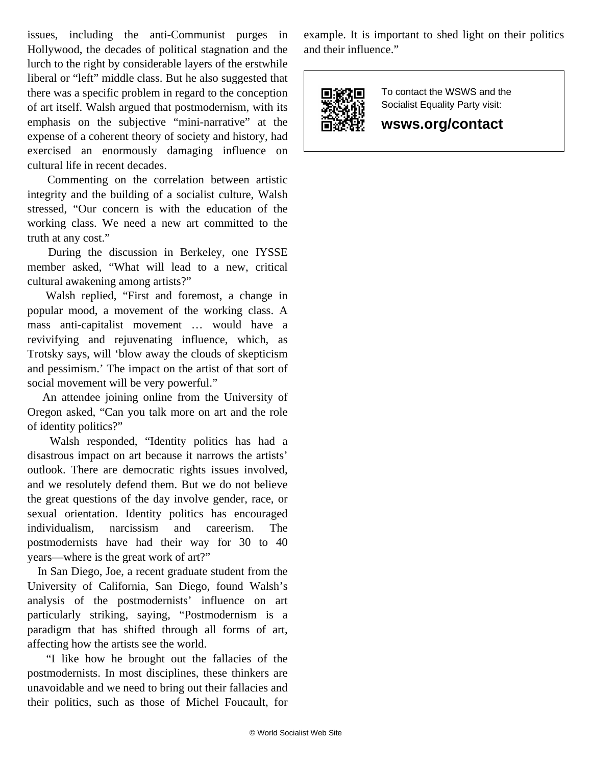issues, including the anti-Communist purges in Hollywood, the decades of political stagnation and the lurch to the right by considerable layers of the erstwhile liberal or "left" middle class. But he also suggested that there was a specific problem in regard to the conception of art itself. Walsh argued that postmodernism, with its emphasis on the subjective "mini-narrative" at the expense of a coherent theory of society and history, had exercised an enormously damaging influence on cultural life in recent decades.

Commenting on the correlation between artistic integrity and the building of a socialist culture, Walsh stressed, "Our concern is with the education of the working class. We need a new art committed to the truth at any cost."

During the discussion in Berkeley, one IYSSE member asked, "What will lead to a new, critical cultural awakening among artists?"

Walsh replied, "First and foremost, a change in popular mood, a movement of the working class. A mass anti-capitalist movement … would have a revivifying and rejuvenating influence, which, as Trotsky says, will 'blow away the clouds of skepticism and pessimism.' The impact on the artist of that sort of social movement will be very powerful."

An attendee joining online from the University of Oregon asked, "Can you talk more on art and the role of identity politics?"

Walsh responded, "Identity politics has had a disastrous impact on art because it narrows the artists' outlook. There are democratic rights issues involved, and we resolutely defend them. But we do not believe the great questions of the day involve gender, race, or sexual orientation. Identity politics has encouraged individualism, narcissism and careerism. The postmodernists have had their way for 30 to 40 years—where is the great work of art?"

In San Diego, Joe, a recent graduate student from the University of California, San Diego, found Walsh's analysis of the postmodernists' influence on art particularly striking, saying, "Postmodernism is a paradigm that has shifted through all forms of art, affecting how the artists see the world.

"I like how he brought out the fallacies of the postmodernists. In most disciplines, these thinkers are unavoidable and we need to bring out their fallacies and their politics, such as those of Michel Foucault, for example. It is important to shed light on their politics and their influence."

To contact the WSWS and the Socialist Equality Party visit:

**wsws.org/contact**